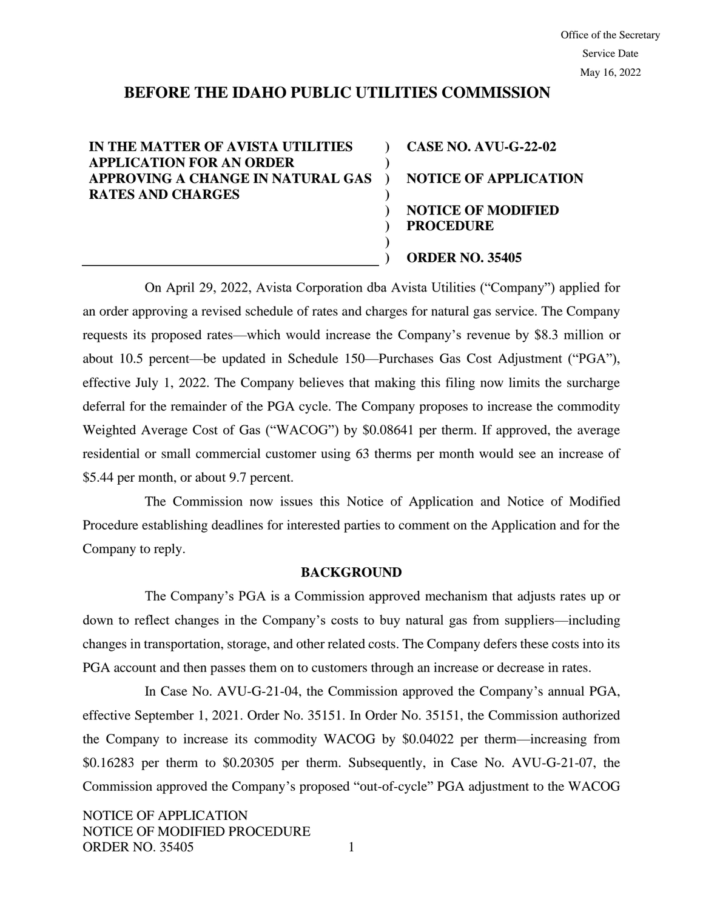Office of the Secretary
Service Date
May 16, 2022

# BEFORE THE IDAHO PUBLIC UTILITIES COMMISSION

| IN THE MATTER OF AVISTA UTILITIES APPLICATION FOR AN ORDER APPROVING A CHANGE IN NATURAL GAS RATES AND CHARGES | CASE NO. AVU-G-22-02 |
|---|---|
| | NOTICE OF APPLICATION |
| | NOTICE OF MODIFIED PROCEDURE |
| | ORDER NO. 35405 |

On April 29, 2022, Avista Corporation dba Avista Utilities ("Company") applied for an order approving a revised schedule of rates and charges for natural gas service. The Company requests its proposed rates—which would increase the Company's revenue by $8.3 million or about 10.5 percent—be updated in Schedule 150—Purchases Gas Cost Adjustment ("PGA"), effective July 1, 2022. The Company believes that making this filing now limits the surcharge deferral for the remainder of the PGA cycle. The Company proposes to increase the commodity Weighted Average Cost of Gas ("WACOG") by $0.08641 per therm. If approved, the average residential or small commercial customer using 63 therms per month would see an increase of $5.44 per month, or about 9.7 percent.

The Commission now issues this Notice of Application and Notice of Modified Procedure establishing deadlines for interested parties to comment on the Application and for the Company to reply.

## BACKGROUND

The Company's PGA is a Commission approved mechanism that adjusts rates up or down to reflect changes in the Company's costs to buy natural gas from suppliers—including changes in transportation, storage, and other related costs. The Company defers these costs into its PGA account and then passes them on to customers through an increase or decrease in rates.

In Case No. AVU-G-21-04, the Commission approved the Company's annual PGA, effective September 1, 2021. Order No. 35151. In Order No. 35151, the Commission authorized the Company to increase its commodity WACOG by $0.04022 per therm—increasing from $0.16283 per therm to $0.20305 per therm. Subsequently, in Case No. AVU-G-21-07, the Commission approved the Company's proposed "out-of-cycle" PGA adjustment to the WACOG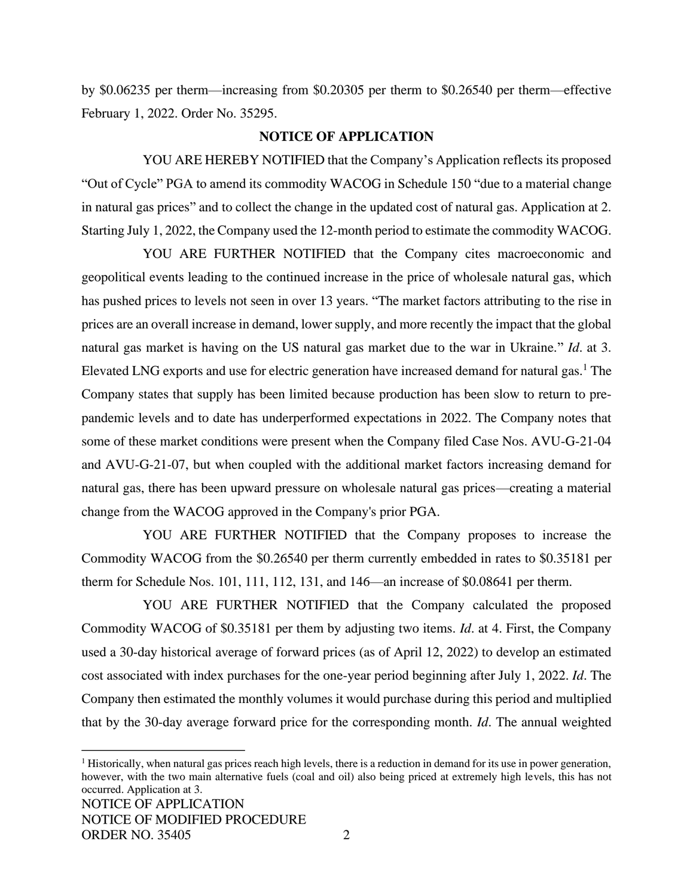by $0.06235 per therm—increasing from $0.20305 per therm to $0.26540 per therm—effective February 1, 2022. Order No. 35295.

## NOTICE OF APPLICATION

YOU ARE HEREBY NOTIFIED that the Company's Application reflects its proposed "Out of Cycle" PGA to amend its commodity WACOG in Schedule 150 "due to a material change in natural gas prices" and to collect the change in the updated cost of natural gas. Application at 2. Starting July 1, 2022, the Company used the 12-month period to estimate the commodity WACOG.

YOU ARE FURTHER NOTIFIED that the Company cites macroeconomic and geopolitical events leading to the continued increase in the price of wholesale natural gas, which has pushed prices to levels not seen in over 13 years. "The market factors attributing to the rise in prices are an overall increase in demand, lower supply, and more recently the impact that the global natural gas market is having on the US natural gas market due to the war in Ukraine." *Id.* at 3. Elevated LNG exports and use for electric generation have increased demand for natural gas.[1] The Company states that supply has been limited because production has been slow to return to pre-pandemic levels and to date has underperformed expectations in 2022. The Company notes that some of these market conditions were present when the Company filed Case Nos. AVU-G-21-04 and AVU-G-21-07, but when coupled with the additional market factors increasing demand for natural gas, there has been upward pressure on wholesale natural gas prices—creating a material change from the WACOG approved in the Company's prior PGA.

YOU ARE FURTHER NOTIFIED that the Company proposes to increase the Commodity WACOG from the $0.26540 per therm currently embedded in rates to $0.35181 per therm for Schedule Nos. 101, 111, 112, 131, and 146—an increase of $0.08641 per therm.

YOU ARE FURTHER NOTIFIED that the Company calculated the proposed Commodity WACOG of $0.35181 per them by adjusting two items. *Id.* at 4. First, the Company used a 30-day historical average of forward prices (as of April 12, 2022) to develop an estimated cost associated with index purchases for the one-year period beginning after July 1, 2022. *Id.* The Company then estimated the monthly volumes it would purchase during this period and multiplied that by the 30-day average forward price for the corresponding month. *Id.* The annual weighted

[1] Historically, when natural gas prices reach high levels, there is a reduction in demand for its use in power generation, however, with the two main alternative fuels (coal and oil) also being priced at extremely high levels, this has not occurred. Application at 3.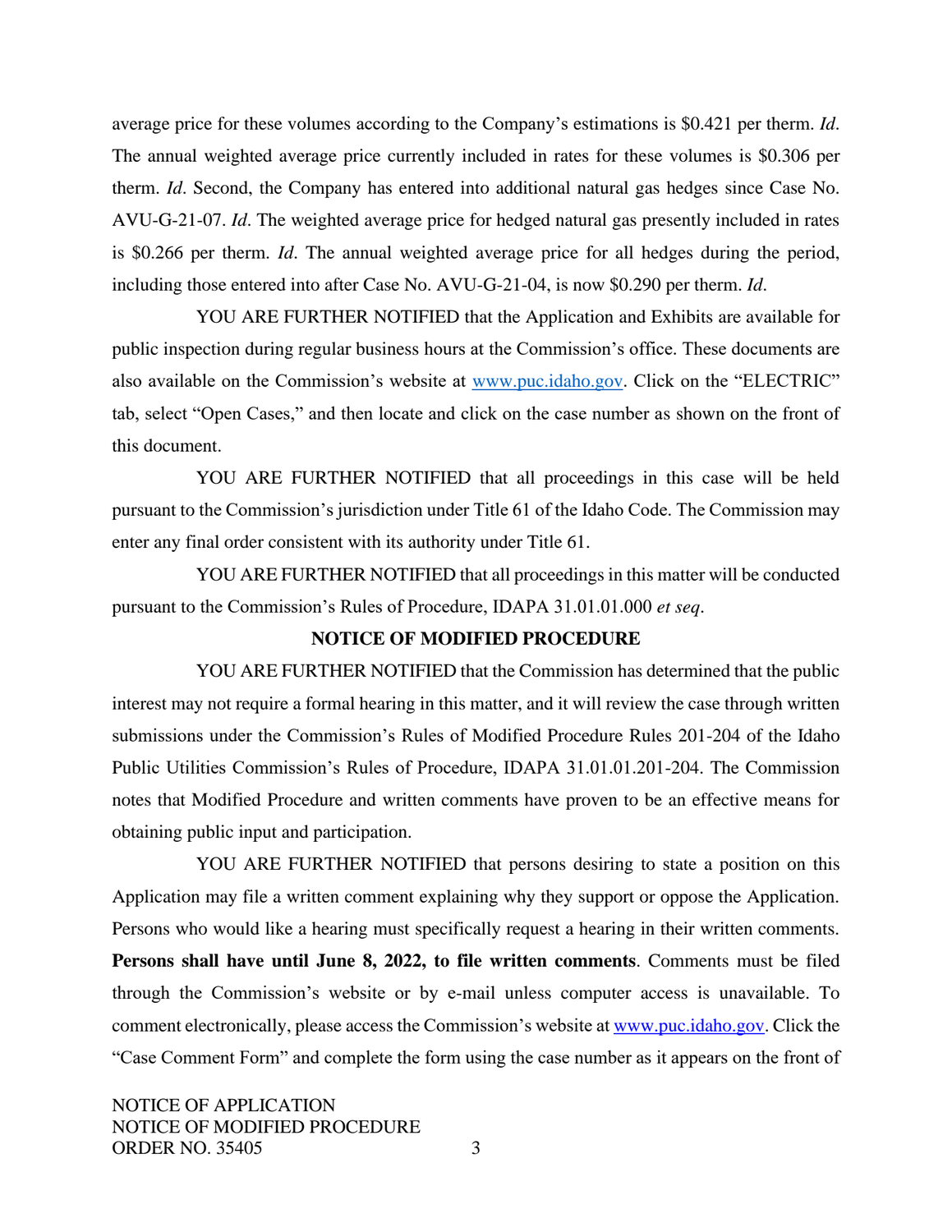average price for these volumes according to the Company's estimations is $0.421 per therm. *Id*. The annual weighted average price currently included in rates for these volumes is $0.306 per therm. *Id*. Second, the Company has entered into additional natural gas hedges since Case No. AVU-G-21-07. *Id*. The weighted average price for hedged natural gas presently included in rates is $0.266 per therm. *Id*. The annual weighted average price for all hedges during the period, including those entered into after Case No. AVU-G-21-04, is now $0.290 per therm. *Id*.

YOU ARE FURTHER NOTIFIED that the Application and Exhibits are available for public inspection during regular business hours at the Commission's office. These documents are also available on the Commission's website at www.puc.idaho.gov. Click on the "ELECTRIC" tab, select "Open Cases," and then locate and click on the case number as shown on the front of this document.

YOU ARE FURTHER NOTIFIED that all proceedings in this case will be held pursuant to the Commission's jurisdiction under Title 61 of the Idaho Code. The Commission may enter any final order consistent with its authority under Title 61.

YOU ARE FURTHER NOTIFIED that all proceedings in this matter will be conducted pursuant to the Commission's Rules of Procedure, IDAPA 31.01.01.000 *et seq*.

## NOTICE OF MODIFIED PROCEDURE

YOU ARE FURTHER NOTIFIED that the Commission has determined that the public interest may not require a formal hearing in this matter, and it will review the case through written submissions under the Commission's Rules of Modified Procedure Rules 201-204 of the Idaho Public Utilities Commission's Rules of Procedure, IDAPA 31.01.01.201-204. The Commission notes that Modified Procedure and written comments have proven to be an effective means for obtaining public input and participation.

YOU ARE FURTHER NOTIFIED that persons desiring to state a position on this Application may file a written comment explaining why they support or oppose the Application. Persons who would like a hearing must specifically request a hearing in their written comments. **Persons shall have until June 8, 2022, to file written comments**. Comments must be filed through the Commission's website or by e-mail unless computer access is unavailable. To comment electronically, please access the Commission's website at www.puc.idaho.gov. Click the "Case Comment Form" and complete the form using the case number as it appears on the front of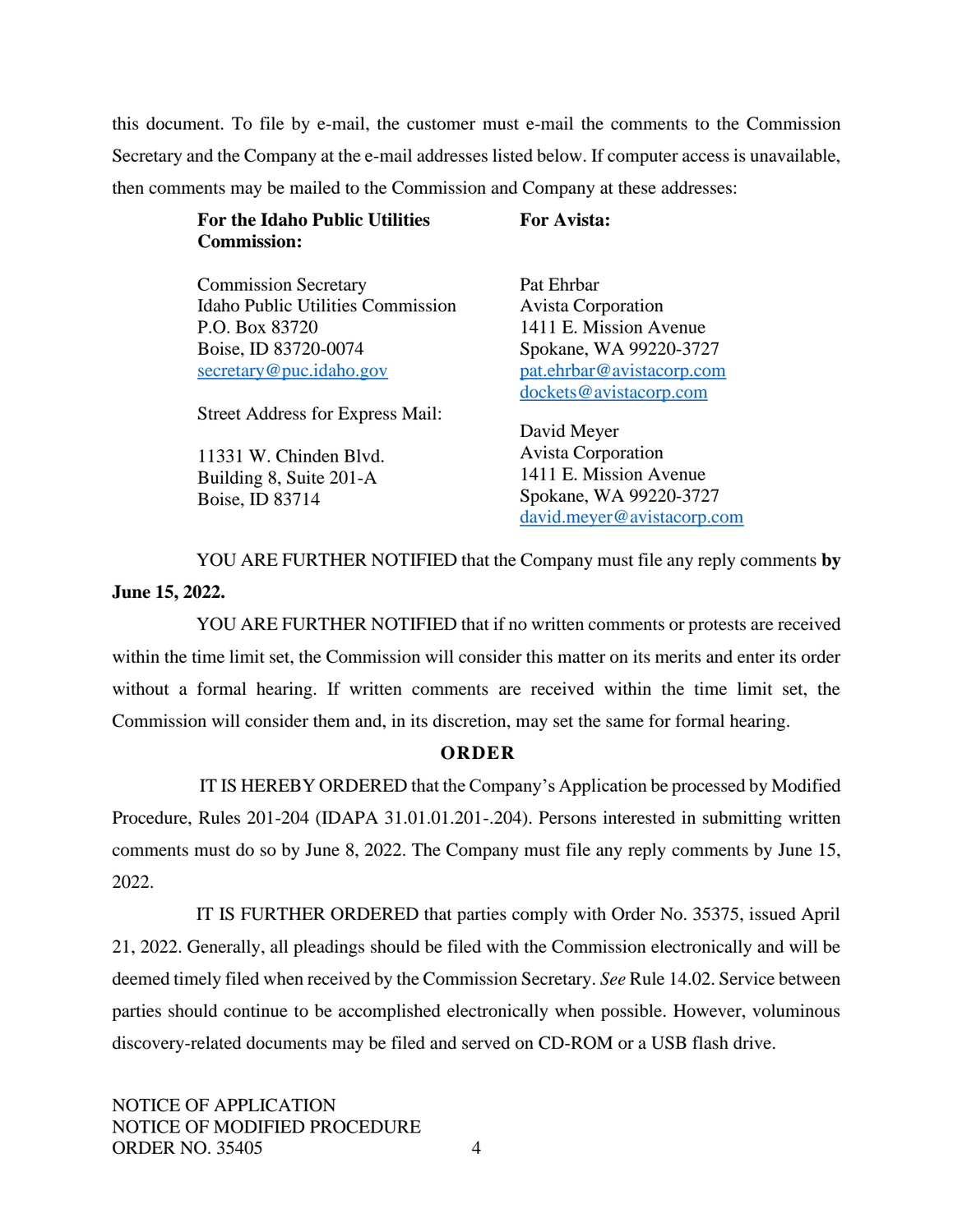this document. To file by e-mail, the customer must e-mail the comments to the Commission Secretary and the Company at the e-mail addresses listed below. If computer access is unavailable, then comments may be mailed to the Commission and Company at these addresses:

| **For the Idaho Public Utilities Commission:** | **For Avista:** |
|---|---|
| Commission Secretary<br>Idaho Public Utilities Commission<br>P.O. Box 83720<br>Boise, ID 83720-0074<br>secretary@puc.idaho.gov | Pat Ehrbar<br>Avista Corporation<br>1411 E. Mission Avenue<br>Spokane, WA 99220-3727<br>pat.ehrbar@avistacorp.com<br>dockets@avistacorp.com |
| Street Address for Express Mail:<br><br>11331 W. Chinden Blvd.<br>Building 8, Suite 201-A<br>Boise, ID 83714 | David Meyer<br>Avista Corporation<br>1411 E. Mission Avenue<br>Spokane, WA 99220-3727<br>david.meyer@avistacorp.com |

YOU ARE FURTHER NOTIFIED that the Company must file any reply comments **by June 15, 2022.**

YOU ARE FURTHER NOTIFIED that if no written comments or protests are received within the time limit set, the Commission will consider this matter on its merits and enter its order without a formal hearing. If written comments are received within the time limit set, the Commission will consider them and, in its discretion, may set the same for formal hearing.

## ORDER

IT IS HEREBY ORDERED that the Company's Application be processed by Modified Procedure, Rules 201-204 (IDAPA 31.01.01.201-.204). Persons interested in submitting written comments must do so by June 8, 2022. The Company must file any reply comments by June 15, 2022.

IT IS FURTHER ORDERED that parties comply with Order No. 35375, issued April 21, 2022. Generally, all pleadings should be filed with the Commission electronically and will be deemed timely filed when received by the Commission Secretary. *See* Rule 14.02. Service between parties should continue to be accomplished electronically when possible. However, voluminous discovery-related documents may be filed and served on CD-ROM or a USB flash drive.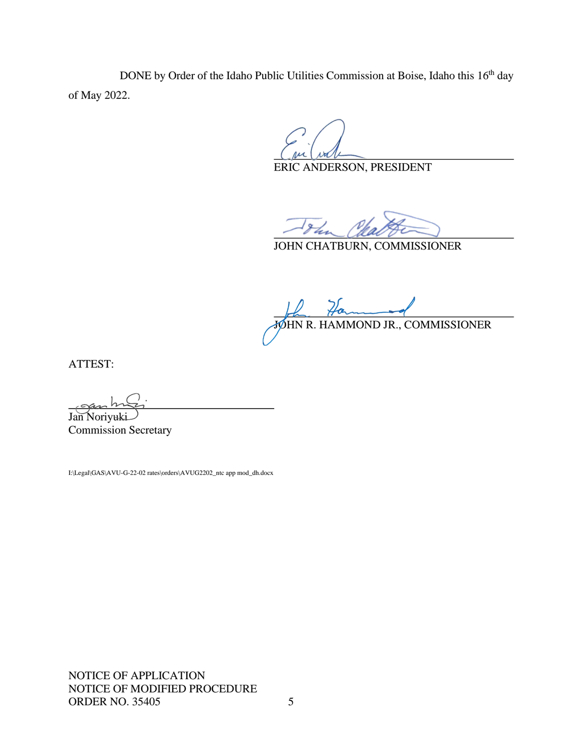DONE by Order of the Idaho Public Utilities Commission at Boise, Idaho this 16th day of May 2022.

ERIC ANDERSON, PRESIDENT

JOHN CHATBURN, COMMISSIONER

JOHN R. HAMMOND JR., COMMISSIONER

ATTEST:

Jan Noriyuki
Commission Secretary

I:\Legal\GAS\AVU-G-22-02 rates\orders\AVUG2202_ntc app mod_dh.docx

NOTICE OF APPLICATION
NOTICE OF MODIFIED PROCEDURE
ORDER NO. 35405